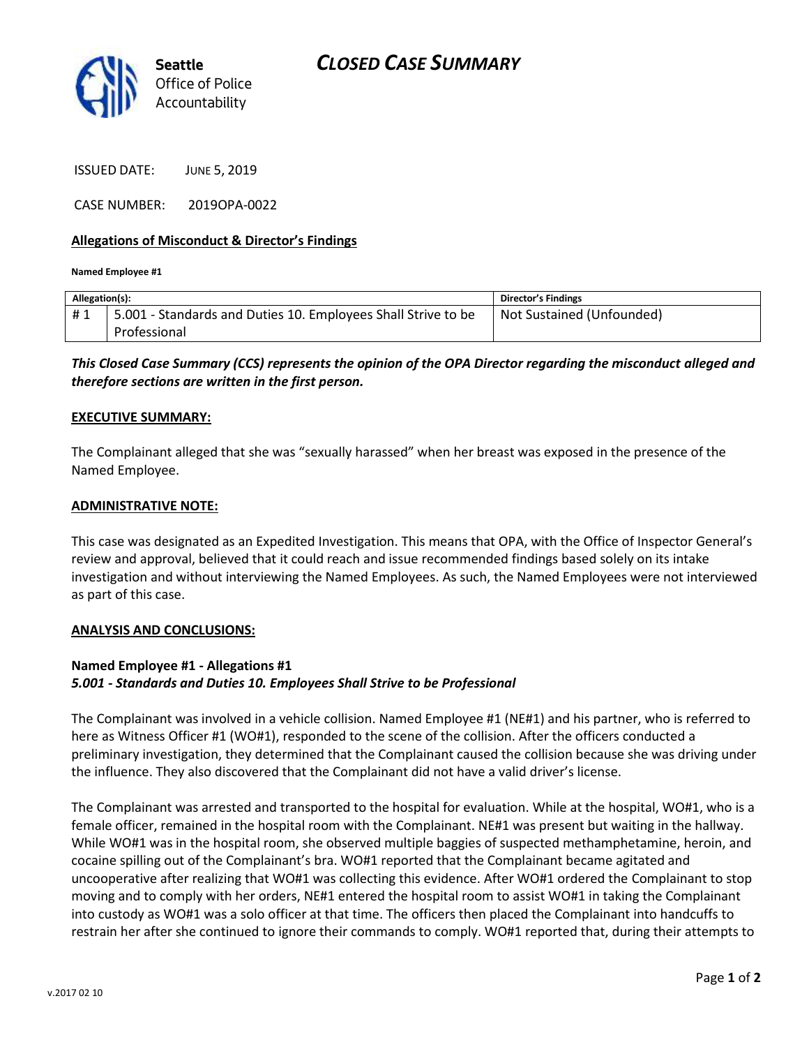Seattle
Office of Police
Accountability

# *CLOSED CASE SUMMARY*

ISSUED DATE: JUNE 5, 2019

CASE NUMBER: 2019OPA-0022

## Allegations of Misconduct & Director's Findings

**Named Employee #1**

| Allegation(s): | | Director's Findings |
|---|---|---|
| # 1 | 5.001 - Standards and Duties 10. Employees Shall Strive to be Professional | Not Sustained (Unfounded) |

***This Closed Case Summary (CCS) represents the opinion of the OPA Director regarding the misconduct alleged and therefore sections are written in the first person.***

**EXECUTIVE SUMMARY:**

The Complainant alleged that she was "sexually harassed" when her breast was exposed in the presence of the Named Employee.

**ADMINISTRATIVE NOTE:**

This case was designated as an Expedited Investigation. This means that OPA, with the Office of Inspector General's review and approval, believed that it could reach and issue recommended findings based solely on its intake investigation and without interviewing the Named Employees. As such, the Named Employees were not interviewed as part of this case.

**ANALYSIS AND CONCLUSIONS:**

**Named Employee #1 - Allegations #1**
***5.001 - Standards and Duties 10. Employees Shall Strive to be Professional***

The Complainant was involved in a vehicle collision. Named Employee #1 (NE#1) and his partner, who is referred to here as Witness Officer #1 (WO#1), responded to the scene of the collision. After the officers conducted a preliminary investigation, they determined that the Complainant caused the collision because she was driving under the influence. They also discovered that the Complainant did not have a valid driver's license.

The Complainant was arrested and transported to the hospital for evaluation. While at the hospital, WO#1, who is a female officer, remained in the hospital room with the Complainant. NE#1 was present but waiting in the hallway. While WO#1 was in the hospital room, she observed multiple baggies of suspected methamphetamine, heroin, and cocaine spilling out of the Complainant's bra. WO#1 reported that the Complainant became agitated and uncooperative after realizing that WO#1 was collecting this evidence. After WO#1 ordered the Complainant to stop moving and to comply with her orders, NE#1 entered the hospital room to assist WO#1 in taking the Complainant into custody as WO#1 was a solo officer at that time. The officers then placed the Complainant into handcuffs to restrain her after she continued to ignore their commands to comply. WO#1 reported that, during their attempts to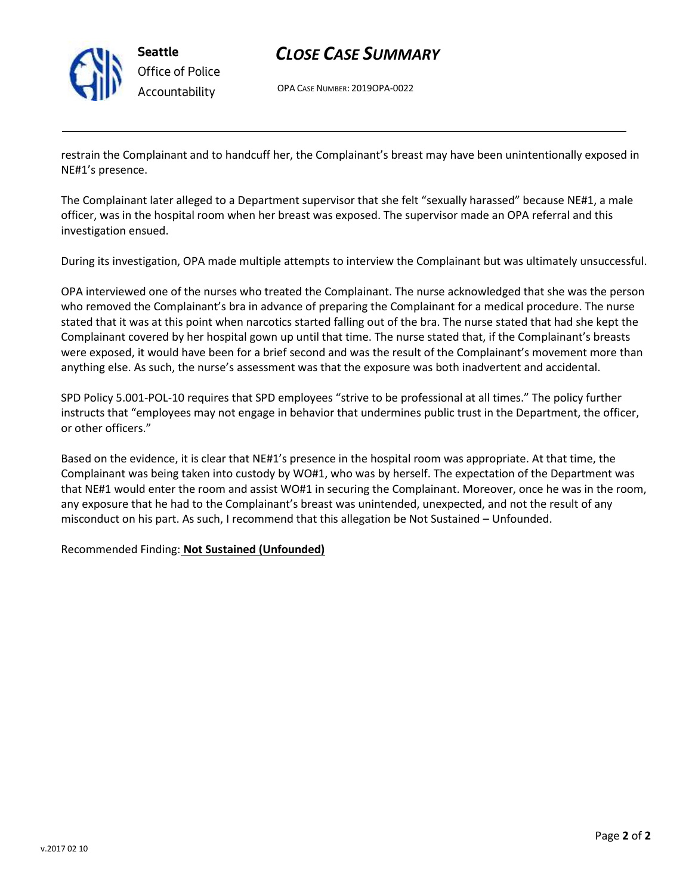restrain the Complainant and to handcuff her, the Complainant's breast may have been unintentionally exposed in NE#1's presence.

The Complainant later alleged to a Department supervisor that she felt "sexually harassed" because NE#1, a male officer, was in the hospital room when her breast was exposed. The supervisor made an OPA referral and this investigation ensued.

During its investigation, OPA made multiple attempts to interview the Complainant but was ultimately unsuccessful.

OPA interviewed one of the nurses who treated the Complainant. The nurse acknowledged that she was the person who removed the Complainant's bra in advance of preparing the Complainant for a medical procedure. The nurse stated that it was at this point when narcotics started falling out of the bra. The nurse stated that had she kept the Complainant covered by her hospital gown up until that time. The nurse stated that, if the Complainant's breasts were exposed, it would have been for a brief second and was the result of the Complainant's movement more than anything else. As such, the nurse's assessment was that the exposure was both inadvertent and accidental.

SPD Policy 5.001-POL-10 requires that SPD employees "strive to be professional at all times." The policy further instructs that "employees may not engage in behavior that undermines public trust in the Department, the officer, or other officers."

Based on the evidence, it is clear that NE#1's presence in the hospital room was appropriate. At that time, the Complainant was being taken into custody by WO#1, who was by herself. The expectation of the Department was that NE#1 would enter the room and assist WO#1 in securing the Complainant. Moreover, once he was in the room, any exposure that he had to the Complainant's breast was unintended, unexpected, and not the result of any misconduct on his part. As such, I recommend that this allegation be Not Sustained – Unfounded.

Recommended Finding: **Not Sustained (Unfounded)**